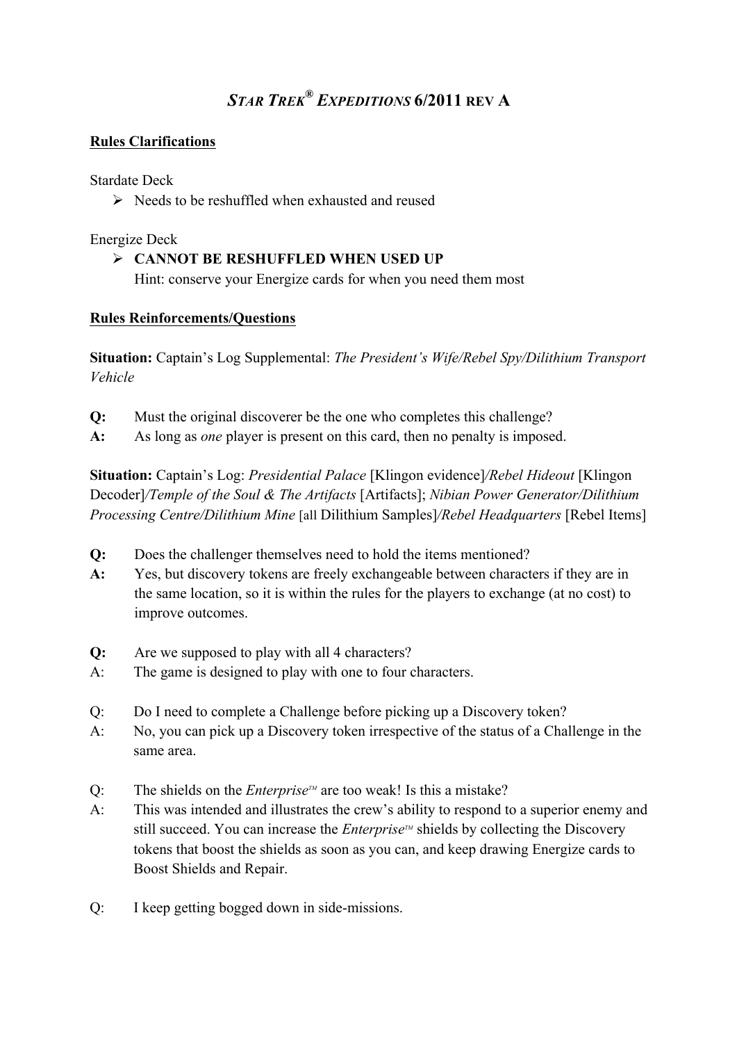# *STAR TREK® EXPEDITIONS* 6/2011 REV A

**Rules Clarifications**

Stardate Deck

- Needs to be reshuffled when exhausted and reused

Energize Deck

- **CANNOT BE RESHUFFLED WHEN USED UP**
  Hint: conserve your Energize cards for when you need them most

**Rules Reinforcements/Questions**

**Situation:** Captain's Log Supplemental: *The President's Wife/Rebel Spy/Dilithium Transport Vehicle*

**Q:** Must the original discoverer be the one who completes this challenge?
**A:** As long as *one* player is present on this card, then no penalty is imposed.

**Situation:** Captain's Log: *Presidential Palace* [Klingon evidence]*/Rebel Hideout* [Klingon Decoder]*/Temple of the Soul & The Artifacts* [Artifacts]; *Nibian Power Generator/Dilithium Processing Centre/Dilithium Mine* [all Dilithium Samples]*/Rebel Headquarters* [Rebel Items]

**Q:** Does the challenger themselves need to hold the items mentioned?
**A:** Yes, but discovery tokens are freely exchangeable between characters if they are in the same location, so it is within the rules for the players to exchange (at no cost) to improve outcomes.

**Q:** Are we supposed to play with all 4 characters?
A: The game is designed to play with one to four characters.

Q: Do I need to complete a Challenge before picking up a Discovery token?
A: No, you can pick up a Discovery token irrespective of the status of a Challenge in the same area.

Q: The shields on the *Enterprise™* are too weak! Is this a mistake?
A: This was intended and illustrates the crew's ability to respond to a superior enemy and still succeed. You can increase the *Enterprise™* shields by collecting the Discovery tokens that boost the shields as soon as you can, and keep drawing Energize cards to Boost Shields and Repair.

Q: I keep getting bogged down in side-missions.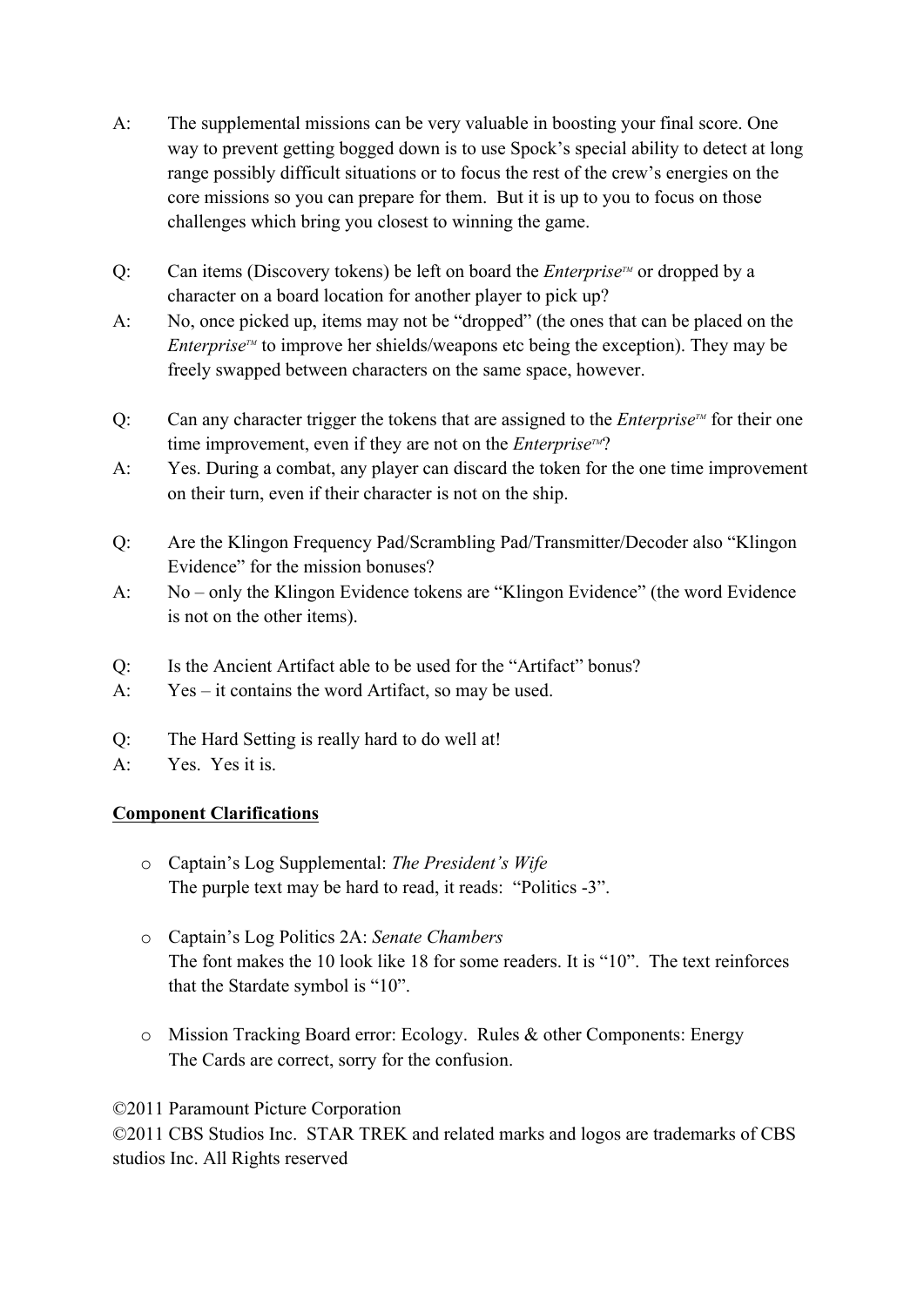A: The supplemental missions can be very valuable in boosting your final score. One way to prevent getting bogged down is to use Spock's special ability to detect at long range possibly difficult situations or to focus the rest of the crew's energies on the core missions so you can prepare for them. But it is up to you to focus on those challenges which bring you closest to winning the game.

Q: Can items (Discovery tokens) be left on board the *Enterprise*™ or dropped by a character on a board location for another player to pick up?

A: No, once picked up, items may not be "dropped" (the ones that can be placed on the *Enterprise*™ to improve her shields/weapons etc being the exception). They may be freely swapped between characters on the same space, however.

Q: Can any character trigger the tokens that are assigned to the *Enterprise*™ for their one time improvement, even if they are not on the *Enterprise*™?

A: Yes. During a combat, any player can discard the token for the one time improvement on their turn, even if their character is not on the ship.

Q: Are the Klingon Frequency Pad/Scrambling Pad/Transmitter/Decoder also "Klingon Evidence" for the mission bonuses?

A: No – only the Klingon Evidence tokens are "Klingon Evidence" (the word Evidence is not on the other items).

Q: Is the Ancient Artifact able to be used for the "Artifact" bonus?

A: Yes – it contains the word Artifact, so may be used.

Q: The Hard Setting is really hard to do well at!

A: Yes. Yes it is.

**Component Clarifications**

- Captain's Log Supplemental: *The President's Wife*
  The purple text may be hard to read, it reads: "Politics -3".
- Captain's Log Politics 2A: *Senate Chambers*
  The font makes the 10 look like 18 for some readers. It is "10". The text reinforces that the Stardate symbol is "10".
- Mission Tracking Board error: Ecology. Rules & other Components: Energy
  The Cards are correct, sorry for the confusion.

©2011 Paramount Picture Corporation
©2011 CBS Studios Inc. STAR TREK and related marks and logos are trademarks of CBS studios Inc. All Rights reserved